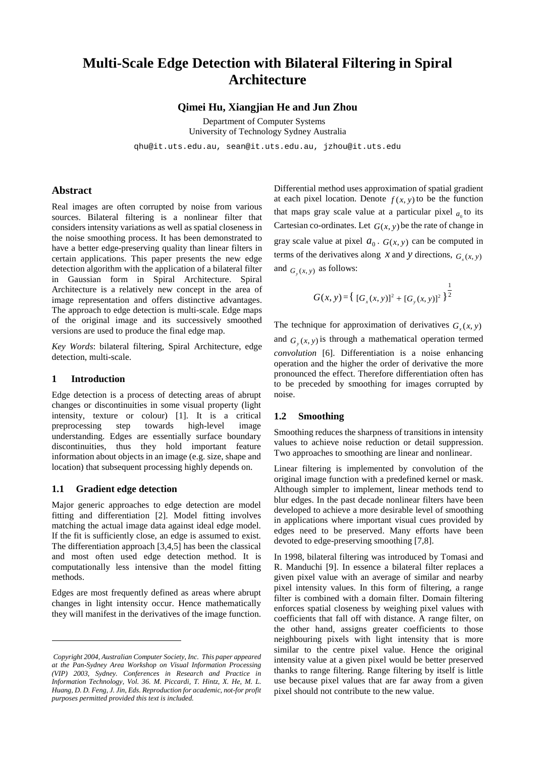# Multi-Scale Edge Detection with Bilateral Filtering in Spiral Architecture

**Qimei Hu, Xiangjian He and Jun Zhou**

Department of Computer Systems
University of Technology Sydney Australia

qhu@it.uts.edu.au, sean@it.uts.edu.au, jzhou@it.uts.edu

## Abstract

Real images are often corrupted by noise from various sources. Bilateral filtering is a nonlinear filter that considers intensity variations as well as spatial closeness in the noise smoothing process. It has been demonstrated to have a better edge-preserving quality than linear filters in certain applications. This paper presents the new edge detection algorithm with the application of a bilateral filter in Gaussian form in Spiral Architecture. Spiral Architecture is a relatively new concept in the area of image representation and offers distinctive advantages. The approach to edge detection is multi-scale. Edge maps of the original image and its successively smoothed versions are used to produce the final edge map.

*Key Words*: bilateral filtering, Spiral Architecture, edge detection, multi-scale.

## 1 Introduction

Edge detection is a process of detecting areas of abrupt changes or discontinuities in some visual property (light intensity, texture or colour) [1]. It is a critical preprocessing step towards high-level image understanding. Edges are essentially surface boundary discontinuities, thus they hold important feature information about objects in an image (e.g. size, shape and location) that subsequent processing highly depends on.

### 1.1 Gradient edge detection

Major generic approaches to edge detection are model fitting and differentiation [2]. Model fitting involves matching the actual image data against ideal edge model. If the fit is sufficiently close, an edge is assumed to exist. The differentiation approach [3,4,5] has been the classical and most often used edge detection method. It is computationally less intensive than the model fitting methods.

Edges are most frequently defined as areas where abrupt changes in light intensity occur. Hence mathematically they will manifest in the derivatives of the image function. Differential method uses approximation of spatial gradient at each pixel location. Denote $f(x,y)$ to be the function that maps gray scale value at a particular pixel $a_0$ to its Cartesian co-ordinates. Let $G(x,y)$ be the rate of change in gray scale value at pixel $a_0$. $G(x,y)$ can be computed in terms of the derivatives along $x$ and $y$ directions, $G_x(x,y)$ and $G_y(x,y)$ as follows:

$$G(x,y) = \{ [G_x(x,y)]^2 + [G_y(x,y)]^2 \}^{\frac{1}{2}}$$

The technique for approximation of derivatives $G_x(x,y)$ and $G_y(x,y)$ is through a mathematical operation termed *convolution* [6]. Differentiation is a noise enhancing operation and the higher the order of derivative the more pronounced the effect. Therefore differentiation often has to be preceded by smoothing for images corrupted by noise.

### 1.2 Smoothing

Smoothing reduces the sharpness of transitions in intensity values to achieve noise reduction or detail suppression. Two approaches to smoothing are linear and nonlinear.

Linear filtering is implemented by convolution of the original image function with a predefined kernel or mask. Although simpler to implement, linear methods tend to blur edges. In the past decade nonlinear filters have been developed to achieve a more desirable level of smoothing in applications where important visual cues provided by edges need to be preserved. Many efforts have been devoted to edge-preserving smoothing [7,8].

In 1998, bilateral filtering was introduced by Tomasi and R. Manduchi [9]. In essence a bilateral filter replaces a given pixel value with an average of similar and nearby pixel intensity values. In this form of filtering, a range filter is combined with a domain filter. Domain filtering enforces spatial closeness by weighing pixel values with coefficients that fall off with distance. A range filter, on the other hand, assigns greater coefficients to those neighbouring pixels with light intensity that is more similar to the centre pixel value. Hence the original intensity value at a given pixel would be better preserved thanks to range filtering. Range filtering by itself is little use because pixel values that are far away from a given pixel should not contribute to the new value.

*Copyright 2004, Australian Computer Society, Inc. This paper appeared at the Pan-Sydney Area Workshop on Visual Information Processing (VIP) 2003, Sydney. Conferences in Research and Practice in Information Technology, Vol. 36. M. Piccardi, T. Hintz, X. He, M. L. Huang, D. D. Feng, J. Jin, Eds. Reproduction for academic, not-for profit purposes permitted provided this text is included.*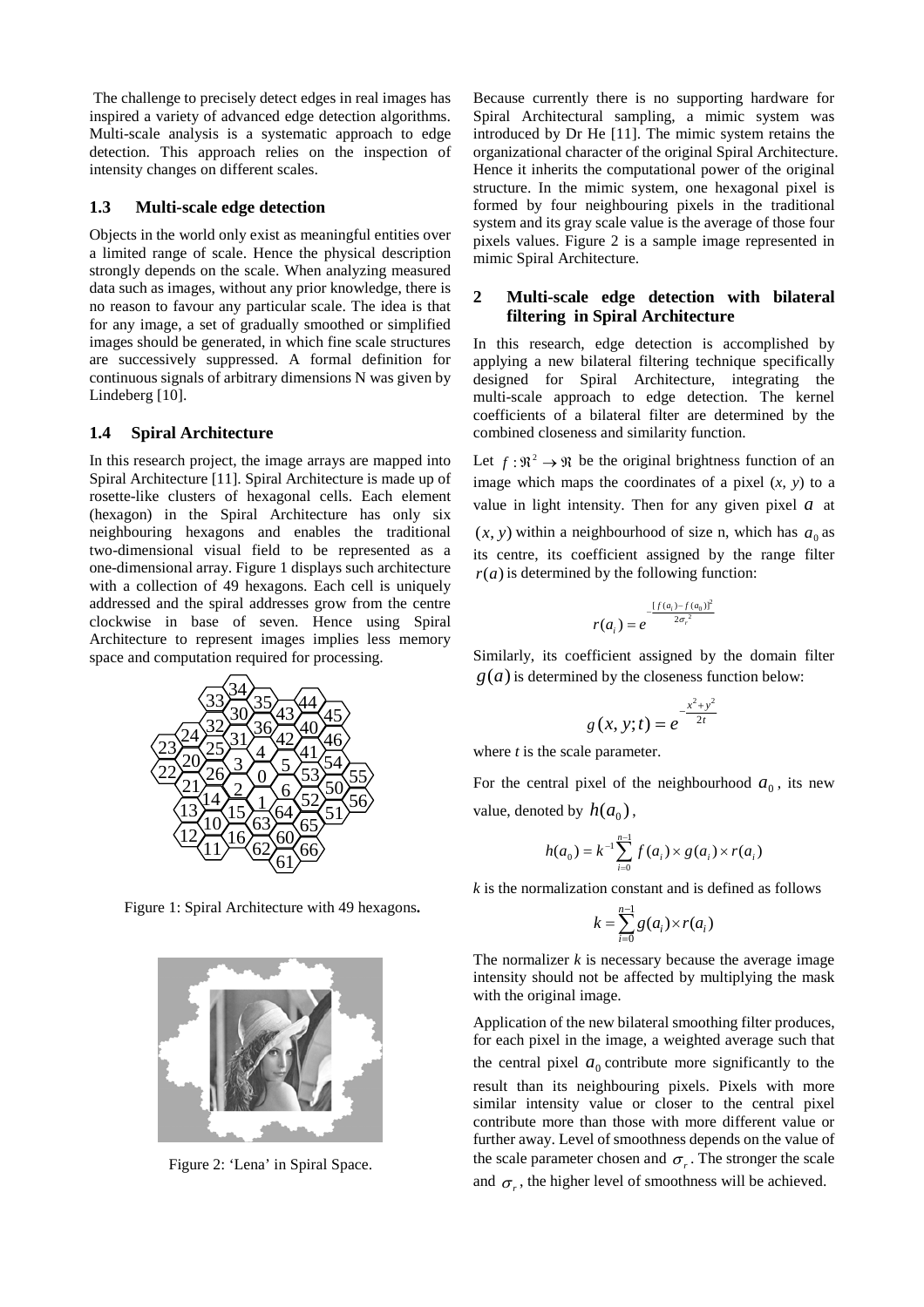The challenge to precisely detect edges in real images has inspired a variety of advanced edge detection algorithms. Multi-scale analysis is a systematic approach to edge detection. This approach relies on the inspection of intensity changes on different scales.

### 1.3 Multi-scale edge detection

Objects in the world only exist as meaningful entities over a limited range of scale. Hence the physical description strongly depends on the scale. When analyzing measured data such as images, without any prior knowledge, there is no reason to favour any particular scale. The idea is that for any image, a set of gradually smoothed or simplified images should be generated, in which fine scale structures are successively suppressed. A formal definition for continuous signals of arbitrary dimensions N was given by Lindeberg [10].

### 1.4 Spiral Architecture

In this research project, the image arrays are mapped into Spiral Architecture [11]. Spiral Architecture is made up of rosette-like clusters of hexagonal cells. Each element (hexagon) in the Spiral Architecture has only six neighbouring hexagons and enables the traditional two-dimensional visual field to be represented as a one-dimensional array. Figure 1 displays such architecture with a collection of 49 hexagons. Each cell is uniquely addressed and the spiral addresses grow from the centre clockwise in base of seven. Hence using Spiral Architecture to represent images implies less memory space and computation required for processing.

Figure 1: Spiral Architecture with 49 hexagons.

Figure 2: 'Lena' in Spiral Space.

Because currently there is no supporting hardware for Spiral Architectural sampling, a mimic system was introduced by Dr He [11]. The mimic system retains the organizational character of the original Spiral Architecture. Hence it inherits the computational power of the original structure. In the mimic system, one hexagonal pixel is formed by four neighbouring pixels in the traditional system and its gray scale value is the average of those four pixels values. Figure 2 is a sample image represented in mimic Spiral Architecture.

## 2 Multi-scale edge detection with bilateral filtering in Spiral Architecture

In this research, edge detection is accomplished by applying a new bilateral filtering technique specifically designed for Spiral Architecture, integrating the multi-scale approach to edge detection. The kernel coefficients of a bilateral filter are determined by the combined closeness and similarity function.

Let $f : \Re^2 \rightarrow \Re$ be the original brightness function of an image which maps the coordinates of a pixel $(x, y)$ to a value in light intensity. Then for any given pixel $a$ at $(x, y)$ within a neighbourhood of size n, which has $a_0$ as its centre, its coefficient assigned by the range filter $r(a)$ is determined by the following function:

$$r(a_i) = e^{-\frac{[f(a_i) - f(a_0)]^2}{2\sigma_r^2}}$$

Similarly, its coefficient assigned by the domain filter $g(a)$ is determined by the closeness function below:

$$g(x, y; t) = e^{-\frac{x^2 + y^2}{2t}}$$

where *t* is the scale parameter.

For the central pixel of the neighbourhood $a_0$, its new value, denoted by $h(a_0)$,

$$h(a_0) = k^{-1} \sum_{i=0}^{n-1} f(a_i) \times g(a_i) \times r(a_i)$$

*k* is the normalization constant and is defined as follows

$$k = \sum_{i=0}^{n-1} g(a_i) \times r(a_i)$$

The normalizer *k* is necessary because the average image intensity should not be affected by multiplying the mask with the original image.

Application of the new bilateral smoothing filter produces, for each pixel in the image, a weighted average such that the central pixel $a_0$ contribute more significantly to the result than its neighbouring pixels. Pixels with more similar intensity value or closer to the central pixel contribute more than those with more different value or further away. Level of smoothness depends on the value of the scale parameter chosen and $\sigma_r$. The stronger the scale and $\sigma_r$, the higher level of smoothness will be achieved.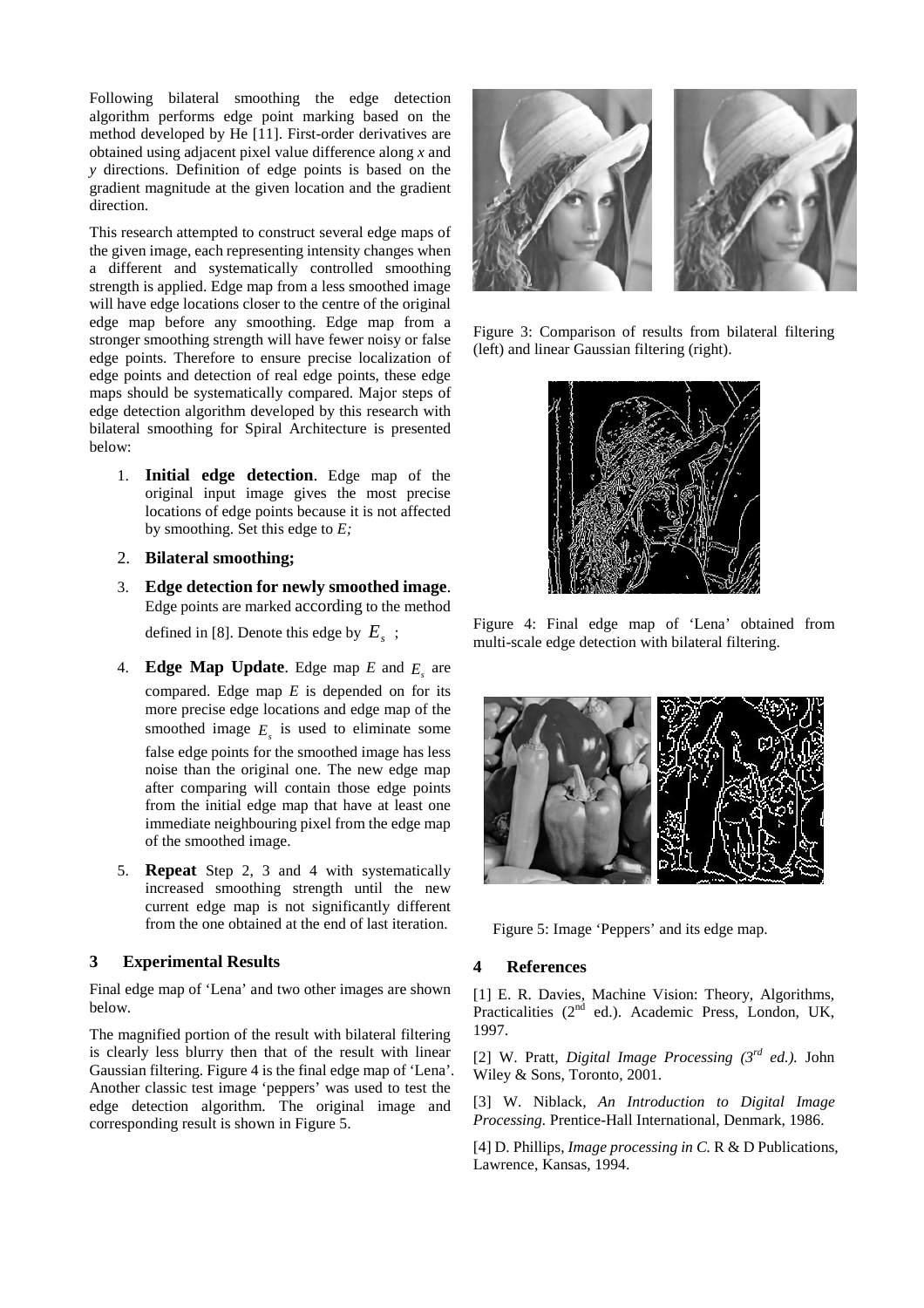Following bilateral smoothing the edge detection algorithm performs edge point marking based on the method developed by He [11]. First-order derivatives are obtained using adjacent pixel value difference along *x* and *y* directions. Definition of edge points is based on the gradient magnitude at the given location and the gradient direction.

This research attempted to construct several edge maps of the given image, each representing intensity changes when a different and systematically controlled smoothing strength is applied. Edge map from a less smoothed image will have edge locations closer to the centre of the original edge map before any smoothing. Edge map from a stronger smoothing strength will have fewer noisy or false edge points. Therefore to ensure precise localization of edge points and detection of real edge points, these edge maps should be systematically compared. Major steps of edge detection algorithm developed by this research with bilateral smoothing for Spiral Architecture is presented below:

1. **Initial edge detection**. Edge map of the original input image gives the most precise locations of edge points because it is not affected by smoothing. Set this edge to *E;*
2. **Bilateral smoothing;**
3. **Edge detection for newly smoothed image**. Edge points are marked according to the method defined in [8]. Denote this edge by $E_s$ ;
4. **Edge Map Update**. Edge map *E* and $E_s$ are compared. Edge map *E* is depended on for its more precise edge locations and edge map of the smoothed image $E_s$ is used to eliminate some false edge points for the smoothed image has less noise than the original one. The new edge map after comparing will contain those edge points from the initial edge map that have at least one immediate neighbouring pixel from the edge map of the smoothed image.
5. **Repeat** Step 2, 3 and 4 with systematically increased smoothing strength until the new current edge map is not significantly different from the one obtained at the end of last iteration.

## 3 Experimental Results

Final edge map of 'Lena' and two other images are shown below.

The magnified portion of the result with bilateral filtering is clearly less blurry then that of the result with linear Gaussian filtering. Figure 4 is the final edge map of 'Lena'. Another classic test image 'peppers' was used to test the edge detection algorithm. The original image and corresponding result is shown in Figure 5.

Figure 3: Comparison of results from bilateral filtering (left) and linear Gaussian filtering (right).

Figure 4: Final edge map of 'Lena' obtained from multi-scale edge detection with bilateral filtering.

Figure 5: Image 'Peppers' and its edge map.

## 4 References

[1] E. R. Davies, Machine Vision: Theory, Algorithms, Practicalities (2nd ed.). Academic Press, London, UK, 1997.

[2] W. Pratt, *Digital Image Processing (3rd ed.).* John Wiley & Sons, Toronto, 2001.

[3] W. Niblack, *An Introduction to Digital Image Processing.* Prentice-Hall International, Denmark, 1986.

[4] D. Phillips, *Image processing in C.* R & D Publications, Lawrence, Kansas, 1994.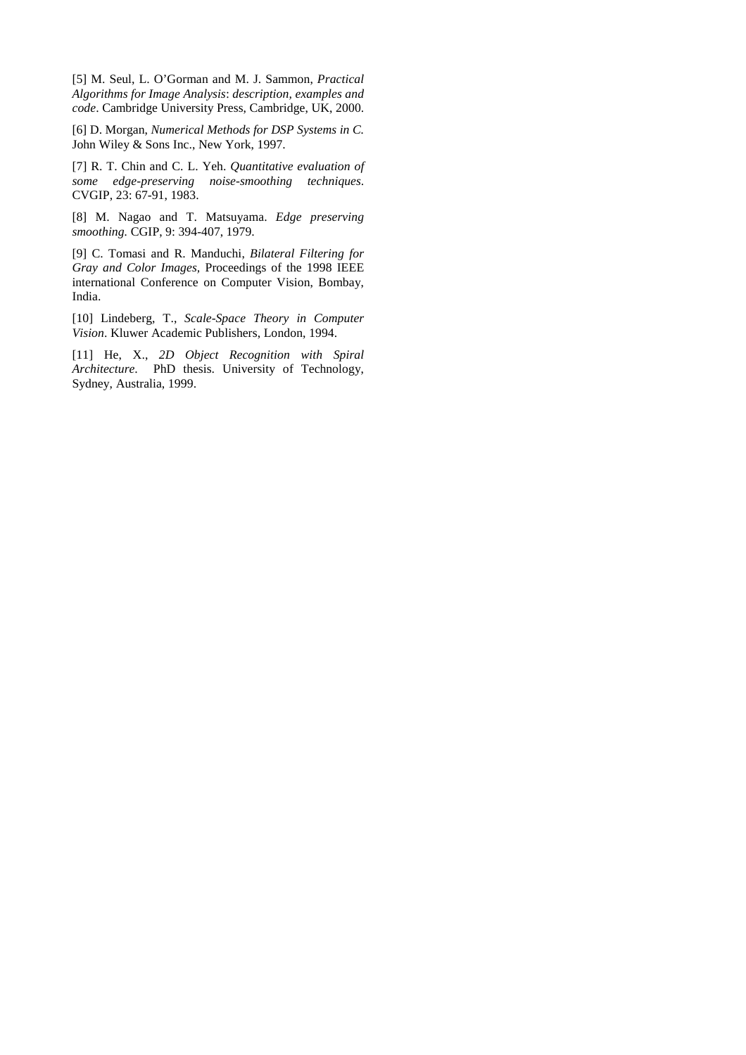[5] M. Seul, L. O'Gorman and M. J. Sammon, *Practical Algorithms for Image Analysis*: *description, examples and code*. Cambridge University Press, Cambridge, UK, 2000.

[6] D. Morgan, *Numerical Methods for DSP Systems in C.* John Wiley & Sons Inc., New York, 1997.

[7] R. T. Chin and C. L. Yeh. *Quantitative evaluation of some edge-preserving noise-smoothing techniques*. CVGIP, 23: 67-91, 1983.

[8] M. Nagao and T. Matsuyama. *Edge preserving smoothing.* CGIP, 9: 394-407, 1979.

[9] C. Tomasi and R. Manduchi, *Bilateral Filtering for Gray and Color Images,* Proceedings of the 1998 IEEE international Conference on Computer Vision, Bombay, India.

[10] Lindeberg, T., *Scale-Space Theory in Computer Vision*. Kluwer Academic Publishers, London, 1994.

[11] He, X., *2D Object Recognition with Spiral Architecture*. PhD thesis. University of Technology, Sydney, Australia, 1999.